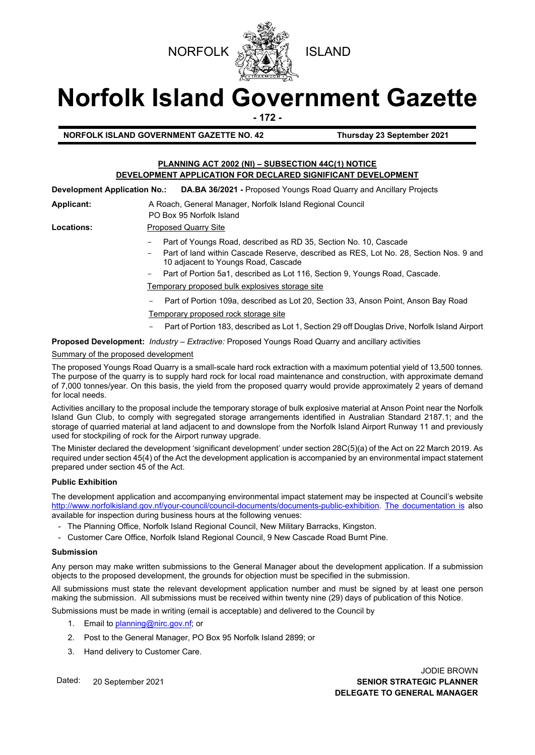NORFOLK ISLAND

# Norfolk Island Government Gazette

**NORFOLK ISLAND GOVERNMENT GAZETTE NO. 42** **Thursday 23 September 2021**

## PLANNING ACT 2002 (NI) – SUBSECTION 44C(1) NOTICE
## DEVELOPMENT APPLICATION FOR DECLARED SIGNIFICANT DEVELOPMENT

**Development Application No.:** **DA.BA 36/2021 -** Proposed Youngs Road Quarry and Ancillary Projects

**Applicant:** A Roach, General Manager, Norfolk Island Regional Council
PO Box 95 Norfolk Island

**Locations:** Proposed Quarry Site

- Part of Youngs Road, described as RD 35, Section No. 10, Cascade
- Part of land within Cascade Reserve, described as RES, Lot No. 28, Section Nos. 9 and 10 adjacent to Youngs Road, Cascade
- Part of Portion 5a1, described as Lot 116, Section 9, Youngs Road, Cascade.

Temporary proposed bulk explosives storage site

- Part of Portion 109a, described as Lot 20, Section 33, Anson Point, Anson Bay Road

Temporary proposed rock storage site

- Part of Portion 183, described as Lot 1, Section 29 off Douglas Drive, Norfolk Island Airport

**Proposed Development:** *Industry – Extractive:* Proposed Youngs Road Quarry and ancillary activities

Summary of the proposed development

The proposed Youngs Road Quarry is a small-scale hard rock extraction with a maximum potential yield of 13,500 tonnes. The purpose of the quarry is to supply hard rock for local road maintenance and construction, with approximate demand of 7,000 tonnes/year. On this basis, the yield from the proposed quarry would provide approximately 2 years of demand for local needs.

Activities ancillary to the proposal include the temporary storage of bulk explosive material at Anson Point near the Norfolk Island Gun Club, to comply with segregated storage arrangements identified in Australian Standard 2187.1; and the storage of quarried material at land adjacent to and downslope from the Norfolk Island Airport Runway 11 and previously used for stockpiling of rock for the Airport runway upgrade.

The Minister declared the development 'significant development' under section 28C(5)(a) of the Act on 22 March 2019. As required under section 45(4) of the Act the development application is accompanied by an environmental impact statement prepared under section 45 of the Act.

### Public Exhibition

The development application and accompanying environmental impact statement may be inspected at Council's website http://www.norfolkisland.gov.nf/your-council/council-documents/documents-public-exhibition. The documentation is also available for inspection during business hours at the following venues:

- The Planning Office, Norfolk Island Regional Council, New Military Barracks, Kingston.
- Customer Care Office, Norfolk Island Regional Council, 9 New Cascade Road Burnt Pine.

### Submission

Any person may make written submissions to the General Manager about the development application. If a submission objects to the proposed development, the grounds for objection must be specified in the submission.

All submissions must state the relevant development application number and must be signed by at least one person making the submission. All submissions must be received within twenty nine (29) days of publication of this Notice.

Submissions must be made in writing (email is acceptable) and delivered to the Council by

1. Email to planning@nirc.gov.nf; or
2. Post to the General Manager, PO Box 95 Norfolk Island 2899; or
3. Hand delivery to Customer Care.

Dated: 20 September 2021

JODIE BROWN
**SENIOR STRATEGIC PLANNER**
**DELEGATE TO GENERAL MANAGER**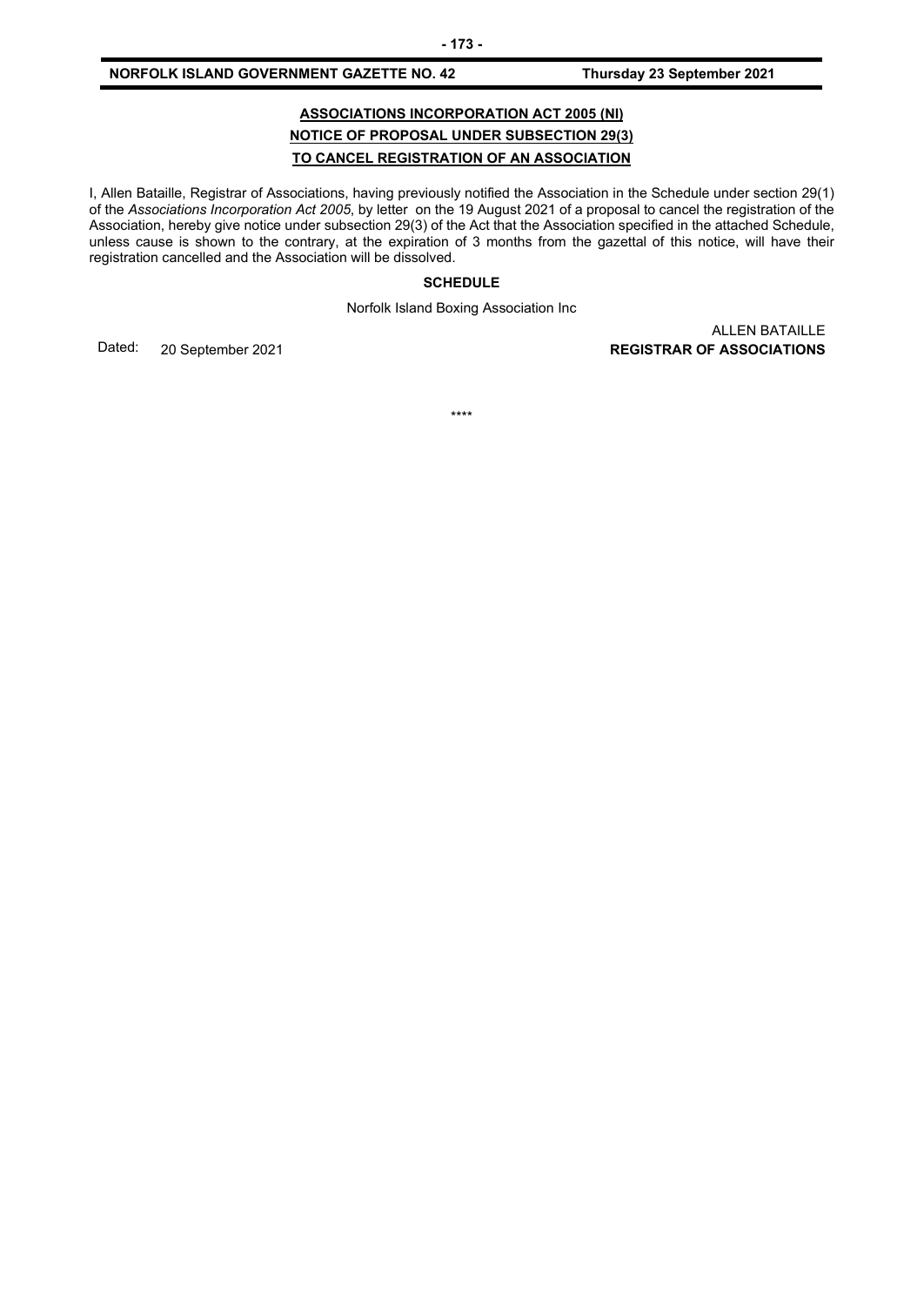## ASSOCIATIONS INCORPORATION ACT 2005 (NI)

## NOTICE OF PROPOSAL UNDER SUBSECTION 29(3)

## TO CANCEL REGISTRATION OF AN ASSOCIATION

I, Allen Bataille, Registrar of Associations, having previously notified the Association in the Schedule under section 29(1) of the *Associations Incorporation Act 2005*, by letter on the 19 August 2021 of a proposal to cancel the registration of the Association, hereby give notice under subsection 29(3) of the Act that the Association specified in the attached Schedule, unless cause is shown to the contrary, at the expiration of 3 months from the gazettal of this notice, will have their registration cancelled and the Association will be dissolved.

**SCHEDULE**

Norfolk Island Boxing Association Inc

Dated: 20 September 2021

ALLEN BATAILLE
**REGISTRAR OF ASSOCIATIONS**

\*\*\*\*